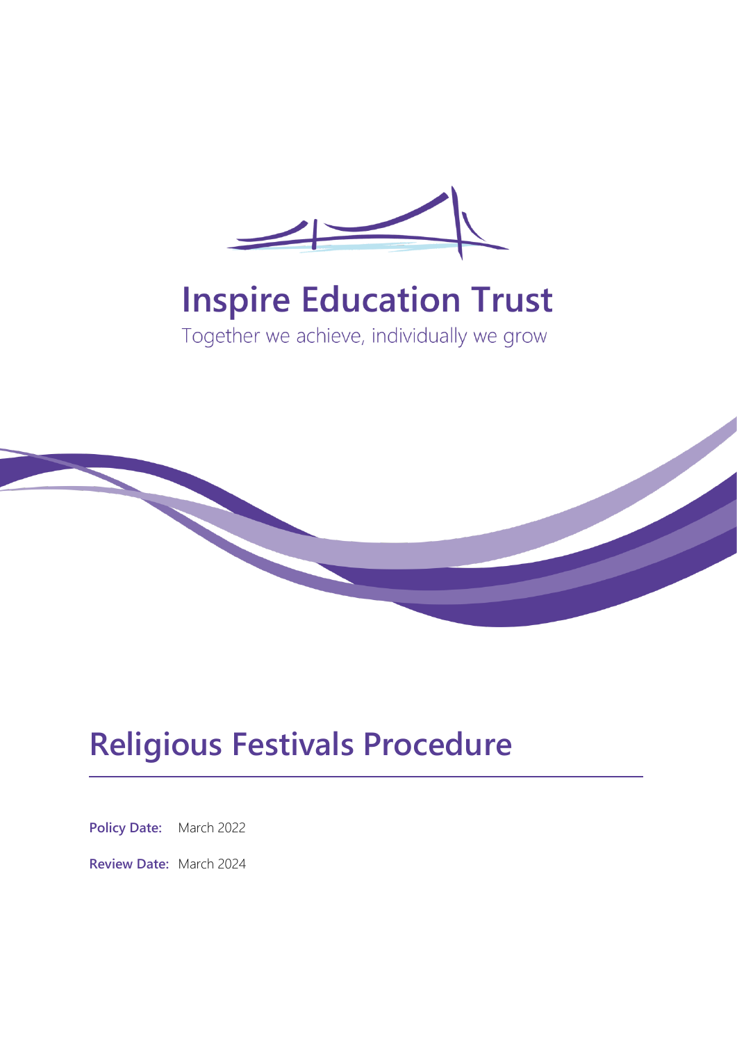# Inspire Education Trust

Together we achieve, individually we grow

# Religious Festivals Procedure

**Policy Date:** March 2022

**Review Date:** March 2024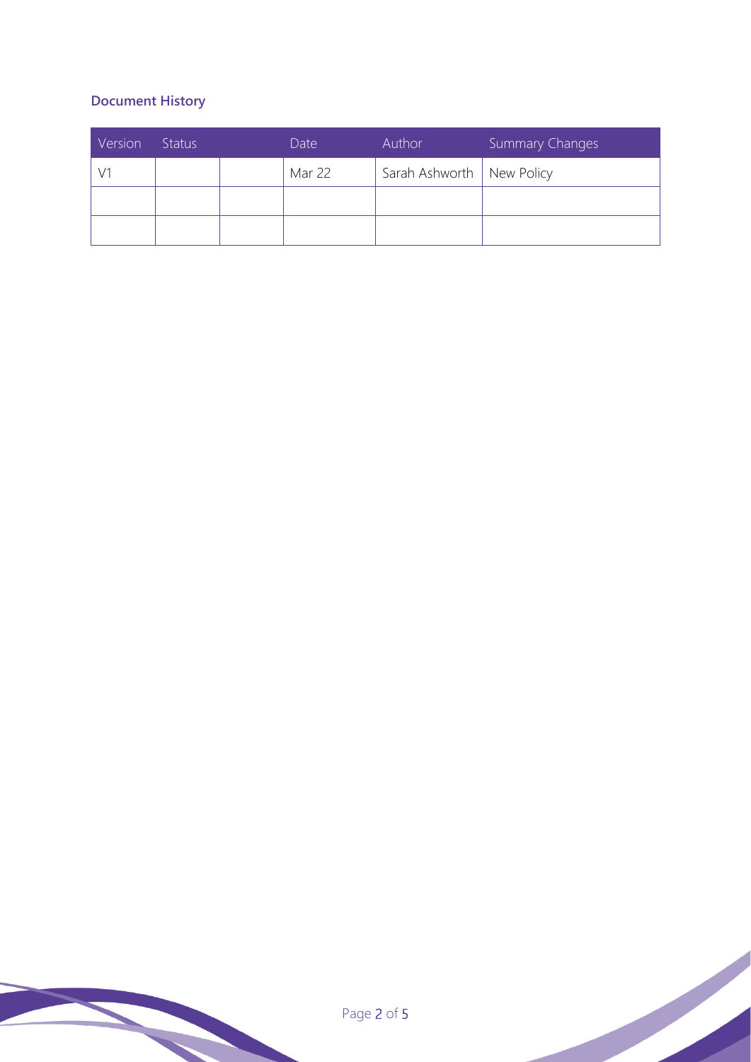### Document History

| Version | Status | | Date | Author | Summary Changes |
|---|---|---|---|---|---|
| V1 | | | Mar 22 | Sarah Ashworth | New Policy |
| | | | | | |
| | | | | | |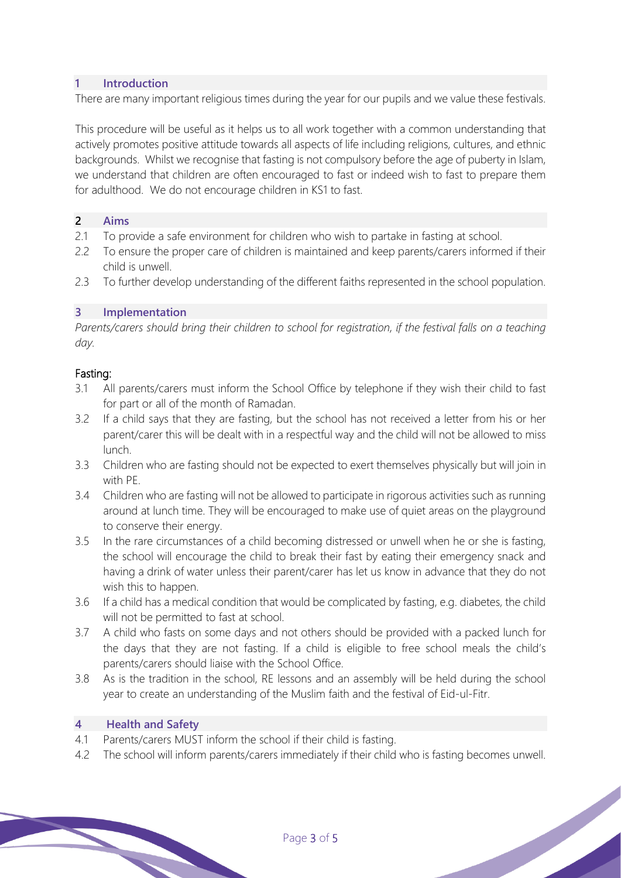## 1 Introduction

There are many important religious times during the year for our pupils and we value these festivals.

This procedure will be useful as it helps us to all work together with a common understanding that actively promotes positive attitude towards all aspects of life including religions, cultures, and ethnic backgrounds. Whilst we recognise that fasting is not compulsory before the age of puberty in Islam, we understand that children are often encouraged to fast or indeed wish to fast to prepare them for adulthood. We do not encourage children in KS1 to fast.

## 2 Aims

2.1 To provide a safe environment for children who wish to partake in fasting at school.

2.2 To ensure the proper care of children is maintained and keep parents/carers informed if their child is unwell.

2.3 To further develop understanding of the different faiths represented in the school population.

## 3 Implementation

*Parents/carers should bring their children to school for registration, if the festival falls on a teaching day.*

### Fasting:

3.1 All parents/carers must inform the School Office by telephone if they wish their child to fast for part or all of the month of Ramadan.

3.2 If a child says that they are fasting, but the school has not received a letter from his or her parent/carer this will be dealt with in a respectful way and the child will not be allowed to miss lunch.

3.3 Children who are fasting should not be expected to exert themselves physically but will join in with PE.

3.4 Children who are fasting will not be allowed to participate in rigorous activities such as running around at lunch time. They will be encouraged to make use of quiet areas on the playground to conserve their energy.

3.5 In the rare circumstances of a child becoming distressed or unwell when he or she is fasting, the school will encourage the child to break their fast by eating their emergency snack and having a drink of water unless their parent/carer has let us know in advance that they do not wish this to happen.

3.6 If a child has a medical condition that would be complicated by fasting, e.g. diabetes, the child will not be permitted to fast at school.

3.7 A child who fasts on some days and not others should be provided with a packed lunch for the days that they are not fasting. If a child is eligible to free school meals the child's parents/carers should liaise with the School Office.

3.8 As is the tradition in the school, RE lessons and an assembly will be held during the school year to create an understanding of the Muslim faith and the festival of Eid-ul-Fitr.

## 4 Health and Safety

4.1 Parents/carers MUST inform the school if their child is fasting.

4.2 The school will inform parents/carers immediately if their child who is fasting becomes unwell.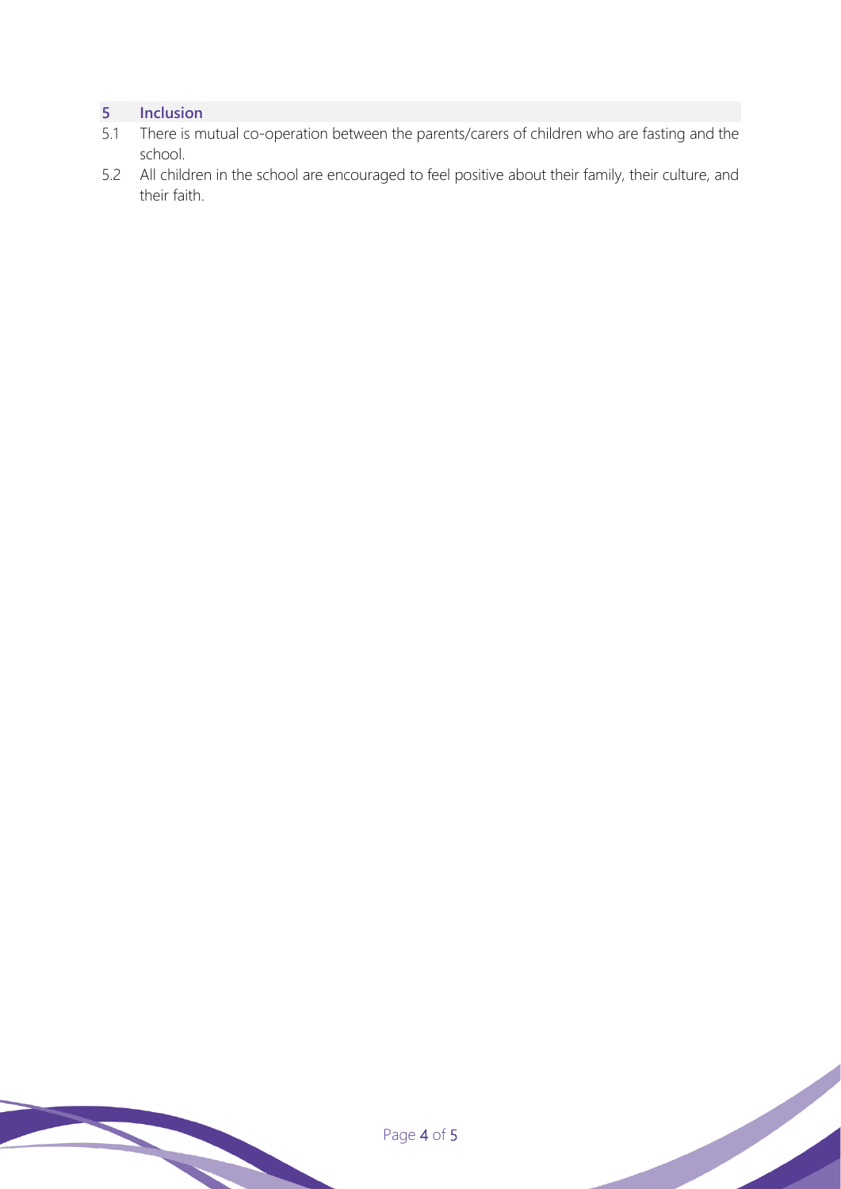## 5 Inclusion

5.1 There is mutual co-operation between the parents/carers of children who are fasting and the school.

5.2 All children in the school are encouraged to feel positive about their family, their culture, and their faith.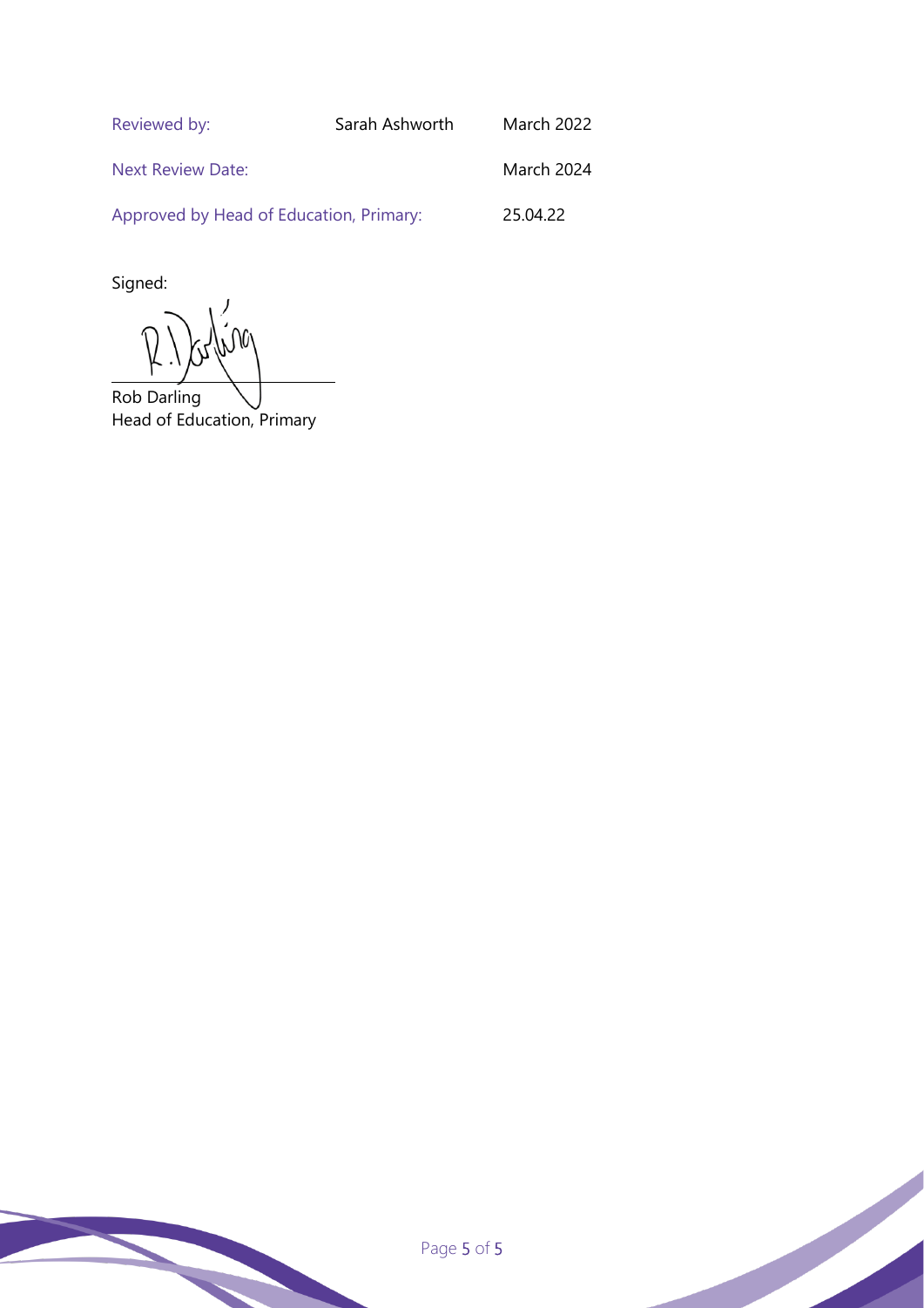| | | |
|---|---|---|
| Reviewed by: | Sarah Ashworth | March 2022 |
| Next Review Date: | | March 2024 |
| Approved by Head of Education, Primary: | | 25.04.22 |

Signed:

Rob Darling
Head of Education, Primary